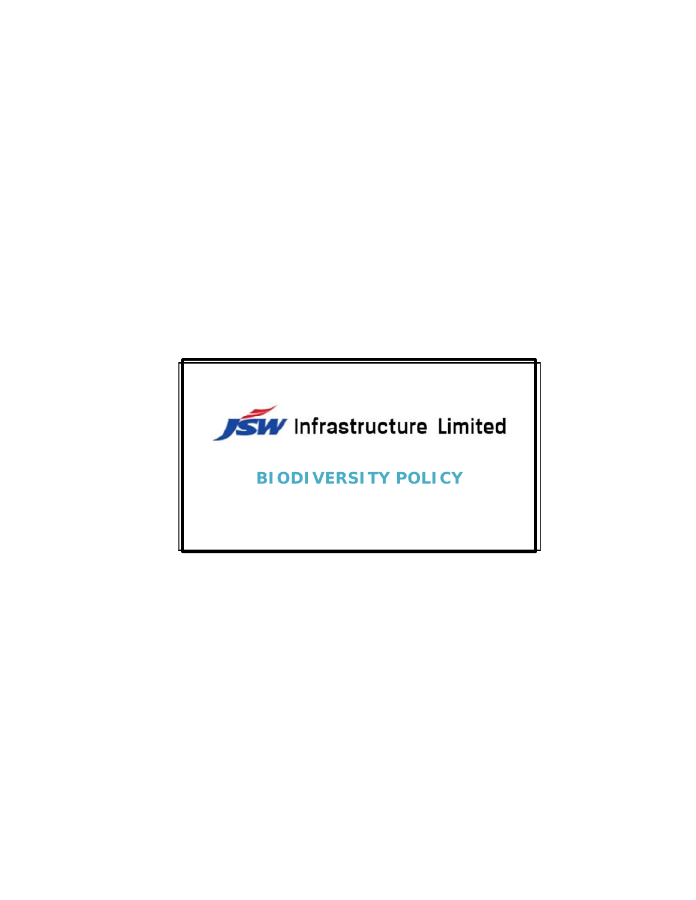JSW Infrastructure Limited

# BIODIVERSITY POLICY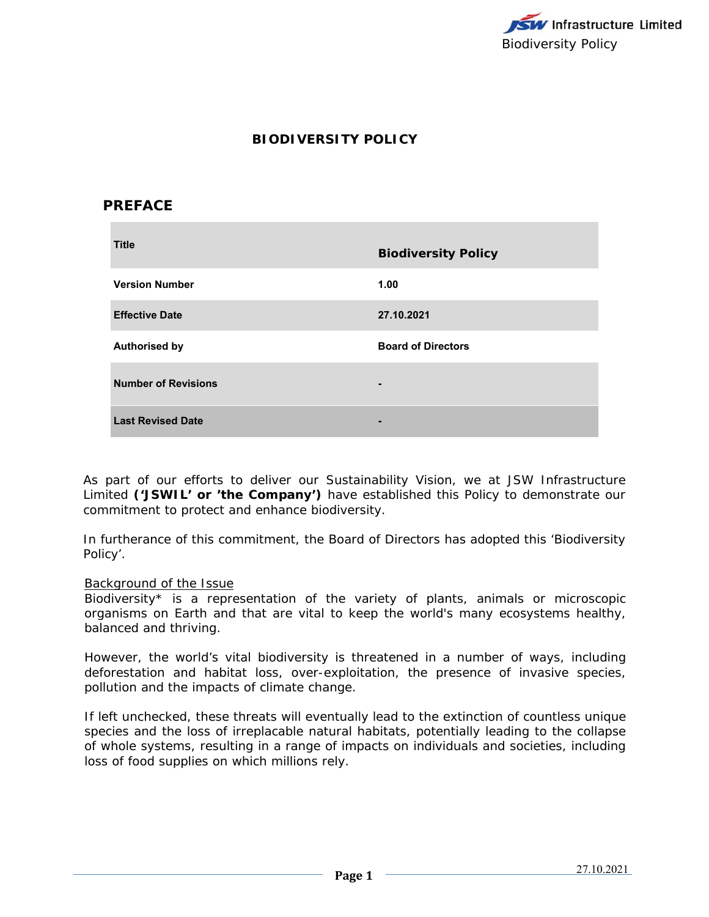# BIODIVERSITY POLICY

## PREFACE

| Title | Biodiversity Policy |
| --- | --- |
| Version Number | 1.00 |
| Effective Date | 27.10.2021 |
| Authorised by | Board of Directors |
| Number of Revisions | - |
| Last Revised Date | - |

As part of our efforts to deliver our Sustainability Vision, we at JSW Infrastructure Limited **('JSWIL' or 'the Company')** have established this Policy to demonstrate our commitment to protect and enhance biodiversity.

In furtherance of this commitment, the Board of Directors has adopted this 'Biodiversity Policy'.

Background of the Issue

Biodiversity* is a representation of the variety of plants, animals or microscopic organisms on Earth and that are vital to keep the world's many ecosystems healthy, balanced and thriving.

However, the world's vital biodiversity is threatened in a number of ways, including deforestation and habitat loss, over-exploitation, the presence of invasive species, pollution and the impacts of climate change.

If left unchecked, these threats will eventually lead to the extinction of countless unique species and the loss of irreplacable natural habitats, potentially leading to the collapse of whole systems, resulting in a range of impacts on individuals and societies, including loss of food supplies on which millions rely.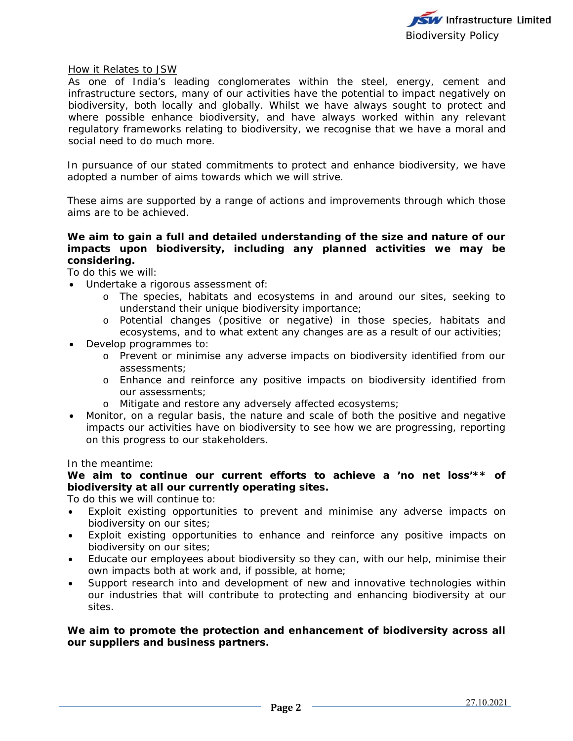<u>How it Relates to JSW</u>

As one of India's leading conglomerates within the steel, energy, cement and infrastructure sectors, many of our activities have the potential to impact negatively on biodiversity, both locally and globally. Whilst we have always sought to protect and where possible enhance biodiversity, and have always worked within any relevant regulatory frameworks relating to biodiversity, we recognise that we have a moral and social need to do much more.

In pursuance of our stated commitments to protect and enhance biodiversity, we have adopted a number of aims towards which we will strive.

These aims are supported by a range of actions and improvements through which those aims are to be achieved.

**We aim to gain a full and detailed understanding of the size and nature of our impacts upon biodiversity, including any planned activities we may be considering.**

To do this we will:

- Undertake a rigorous assessment of:
  - The species, habitats and ecosystems in and around our sites, seeking to understand their unique biodiversity importance;
  - Potential changes (positive or negative) in those species, habitats and ecosystems, and to what extent any changes are as a result of our activities;
- Develop programmes to:
  - Prevent or minimise any adverse impacts on biodiversity identified from our assessments;
  - Enhance and reinforce any positive impacts on biodiversity identified from our assessments;
  - Mitigate and restore any adversely affected ecosystems;
- Monitor, on a regular basis, the nature and scale of both the positive and negative impacts our activities have on biodiversity to see how we are progressing, reporting on this progress to our stakeholders.

In the meantime:

**We aim to continue our current efforts to achieve a 'no net loss'** of biodiversity at all our currently operating sites.**

To do this we will continue to:

- Exploit existing opportunities to prevent and minimise any adverse impacts on biodiversity on our sites;
- Exploit existing opportunities to enhance and reinforce any positive impacts on biodiversity on our sites;
- Educate our employees about biodiversity so they can, with our help, minimise their own impacts both at work and, if possible, at home;
- Support research into and development of new and innovative technologies within our industries that will contribute to protecting and enhancing biodiversity at our sites.

**We aim to promote the protection and enhancement of biodiversity across all our suppliers and business partners.**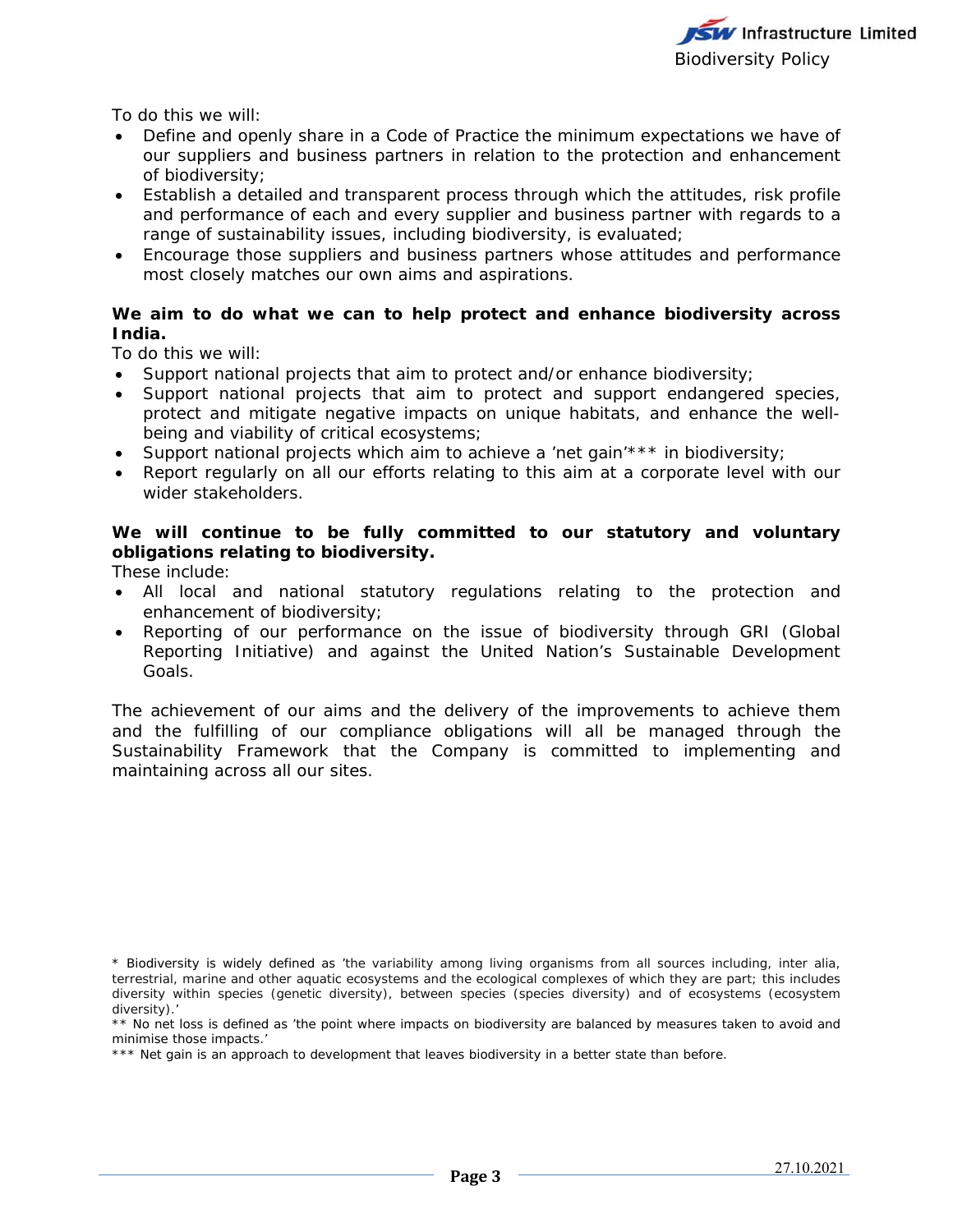To do this we will:

- Define and openly share in a Code of Practice the minimum expectations we have of our suppliers and business partners in relation to the protection and enhancement of biodiversity;
- Establish a detailed and transparent process through which the attitudes, risk profile and performance of each and every supplier and business partner with regards to a range of sustainability issues, including biodiversity, is evaluated;
- Encourage those suppliers and business partners whose attitudes and performance most closely matches our own aims and aspirations.

**We aim to do what we can to help protect and enhance biodiversity across India.**

To do this we will:

- Support national projects that aim to protect and/or enhance biodiversity;
- Support national projects that aim to protect and support endangered species, protect and mitigate negative impacts on unique habitats, and enhance the well-being and viability of critical ecosystems;
- Support national projects which aim to achieve a 'net gain'*** in biodiversity;
- Report regularly on all our efforts relating to this aim at a corporate level with our wider stakeholders.

**We will continue to be fully committed to our statutory and voluntary obligations relating to biodiversity.**

These include:

- All local and national statutory regulations relating to the protection and enhancement of biodiversity;
- Reporting of our performance on the issue of biodiversity through GRI (Global Reporting Initiative) and against the United Nation's Sustainable Development Goals.

The achievement of our aims and the delivery of the improvements to achieve them and the fulfilling of our compliance obligations will all be managed through the Sustainability Framework that the Company is committed to implementing and maintaining across all our sites.

\* Biodiversity is widely defined as 'the variability among living organisms from all sources including, inter alia, terrestrial, marine and other aquatic ecosystems and the ecological complexes of which they are part; this includes diversity within species (genetic diversity), between species (species diversity) and of ecosystems (ecosystem diversity).'

** No net loss is defined as 'the point where impacts on biodiversity are balanced by measures taken to avoid and minimise those impacts.'

*** Net gain is an approach to development that leaves biodiversity in a better state than before.

27.10.2021